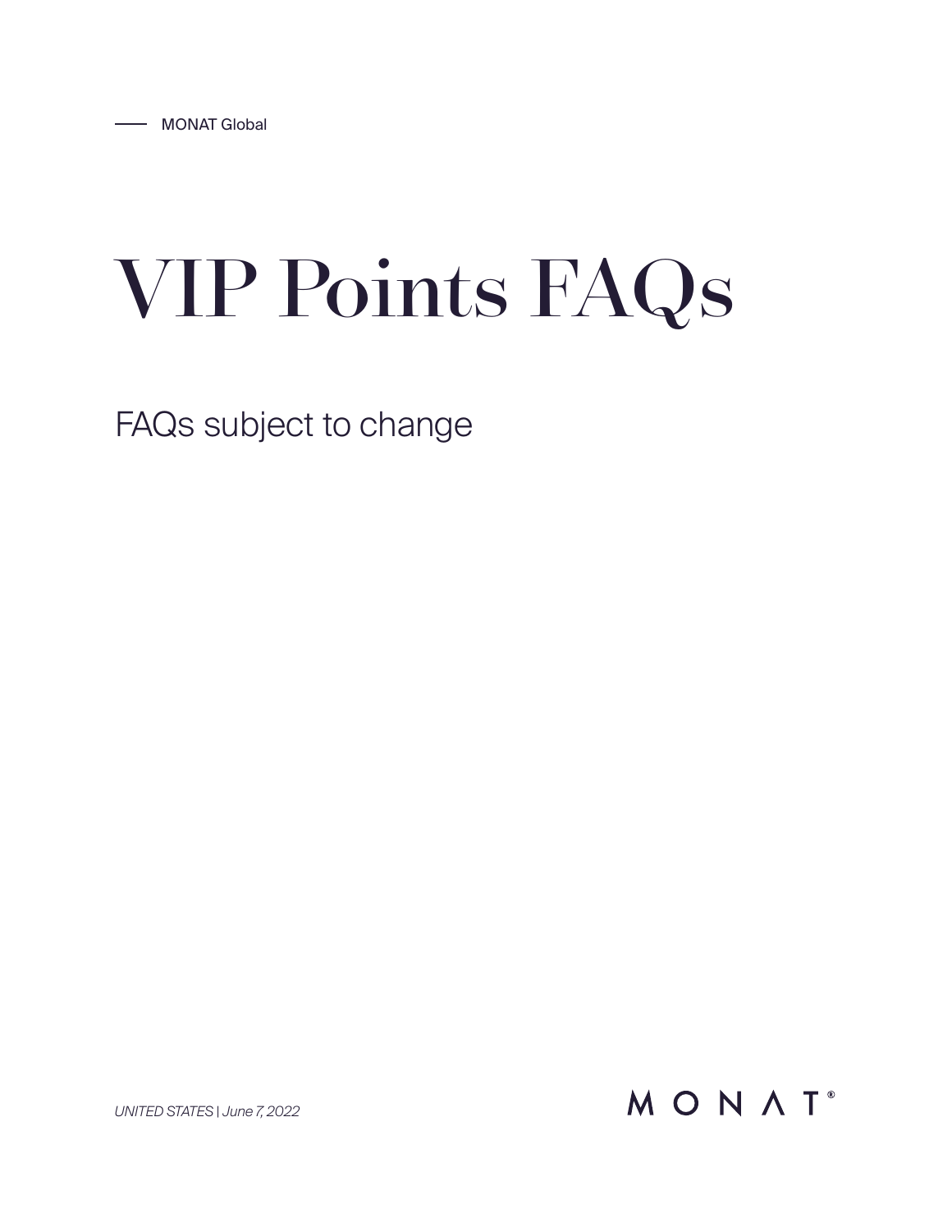MONAT Global

# VIP Points FAQs

FAQs subject to change

*UNITED STATES | June 7, 2022*

MONAT®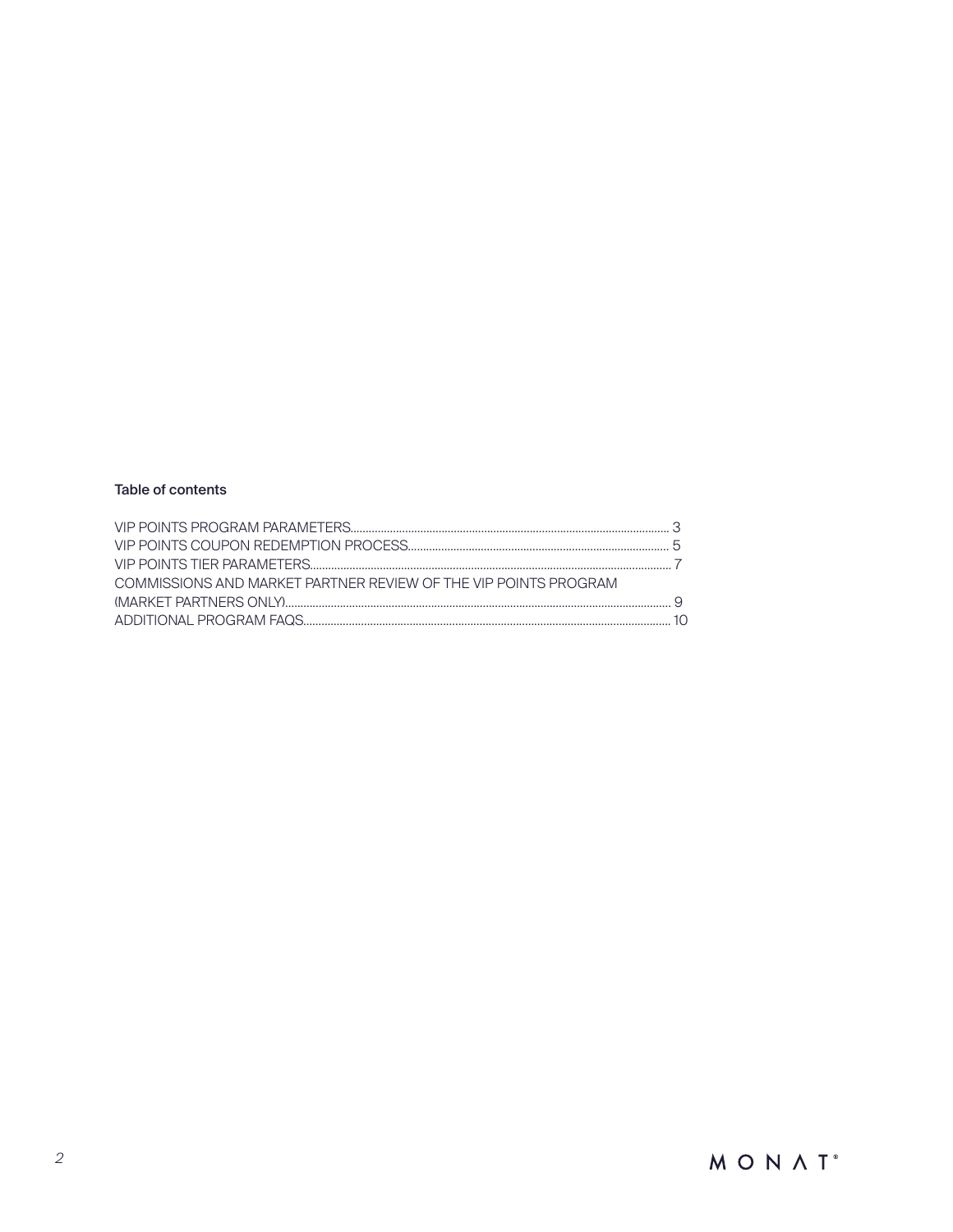### Table of contents

VIP POINTS PROGRAM PARAMETERS........................................................................................................ 3
VIP POINTS COUPON REDEMPTION PROCESS..................................................................................... 5
VIP POINTS TIER PARAMETERS...................................................................................................................... 7
COMMISSIONS AND MARKET PARTNER REVIEW OF THE VIP POINTS PROGRAM (MARKET PARTNERS ONLY)............................................................................................................................ 9
ADDITIONAL PROGRAM FAQS....................................................................................................................... 10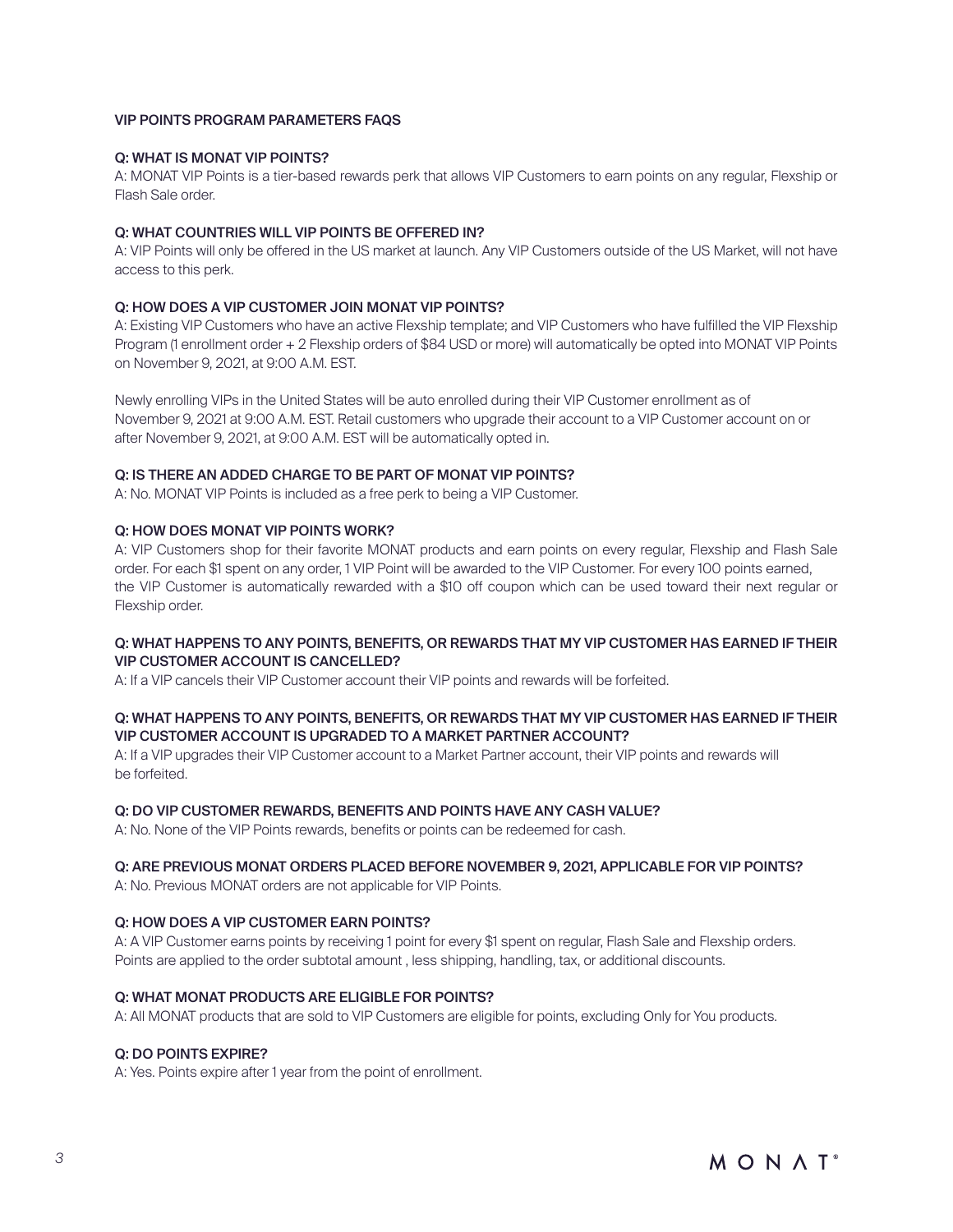## VIP POINTS PROGRAM PARAMETERS FAQS

**Q: WHAT IS MONAT VIP POINTS?**

A: MONAT VIP Points is a tier-based rewards perk that allows VIP Customers to earn points on any regular, Flexship or Flash Sale order.

**Q: WHAT COUNTRIES WILL VIP POINTS BE OFFERED IN?**

A: VIP Points will only be offered in the US market at launch. Any VIP Customers outside of the US Market, will not have access to this perk.

**Q: HOW DOES A VIP CUSTOMER JOIN MONAT VIP POINTS?**

A: Existing VIP Customers who have an active Flexship template; and VIP Customers who have fulfilled the VIP Flexship Program (1 enrollment order + 2 Flexship orders of $84 USD or more) will automatically be opted into MONAT VIP Points on November 9, 2021, at 9:00 A.M. EST.

Newly enrolling VIPs in the United States will be auto enrolled during their VIP Customer enrollment as of November 9, 2021 at 9:00 A.M. EST. Retail customers who upgrade their account to a VIP Customer account on or after November 9, 2021, at 9:00 A.M. EST will be automatically opted in.

**Q: IS THERE AN ADDED CHARGE TO BE PART OF MONAT VIP POINTS?**

A: No. MONAT VIP Points is included as a free perk to being a VIP Customer.

**Q: HOW DOES MONAT VIP POINTS WORK?**

A: VIP Customers shop for their favorite MONAT products and earn points on every regular, Flexship and Flash Sale order. For each $1 spent on any order, 1 VIP Point will be awarded to the VIP Customer. For every 100 points earned, the VIP Customer is automatically rewarded with a $10 off coupon which can be used toward their next regular or Flexship order.

**Q: WHAT HAPPENS TO ANY POINTS, BENEFITS, OR REWARDS THAT MY VIP CUSTOMER HAS EARNED IF THEIR VIP CUSTOMER ACCOUNT IS CANCELLED?**

A: If a VIP cancels their VIP Customer account their VIP points and rewards will be forfeited.

**Q: WHAT HAPPENS TO ANY POINTS, BENEFITS, OR REWARDS THAT MY VIP CUSTOMER HAS EARNED IF THEIR VIP CUSTOMER ACCOUNT IS UPGRADED TO A MARKET PARTNER ACCOUNT?**

A: If a VIP upgrades their VIP Customer account to a Market Partner account, their VIP points and rewards will be forfeited.

**Q: DO VIP CUSTOMER REWARDS, BENEFITS AND POINTS HAVE ANY CASH VALUE?**

A: No. None of the VIP Points rewards, benefits or points can be redeemed for cash.

**Q: ARE PREVIOUS MONAT ORDERS PLACED BEFORE NOVEMBER 9, 2021, APPLICABLE FOR VIP POINTS?**

A: No. Previous MONAT orders are not applicable for VIP Points.

**Q: HOW DOES A VIP CUSTOMER EARN POINTS?**

A: A VIP Customer earns points by receiving 1 point for every $1 spent on regular, Flash Sale and Flexship orders. Points are applied to the order subtotal amount , less shipping, handling, tax, or additional discounts.

**Q: WHAT MONAT PRODUCTS ARE ELIGIBLE FOR POINTS?**

A: All MONAT products that are sold to VIP Customers are eligible for points, excluding Only for You products.

**Q: DO POINTS EXPIRE?**

A: Yes. Points expire after 1 year from the point of enrollment.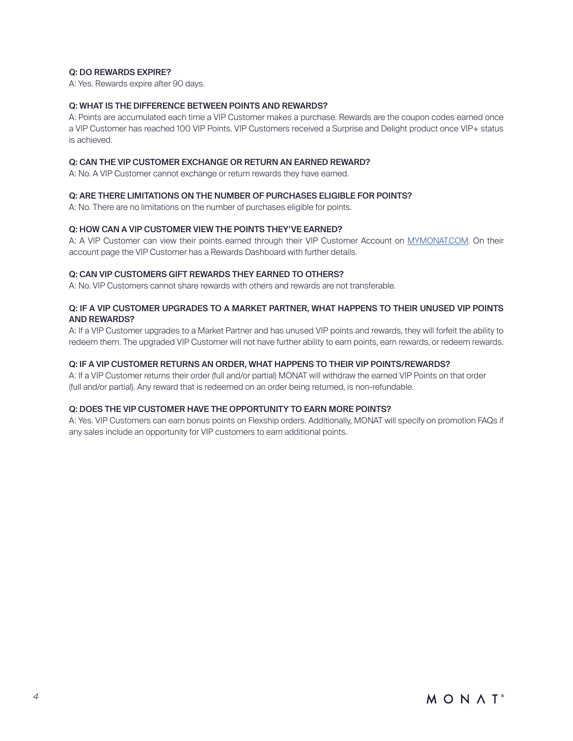**Q: DO REWARDS EXPIRE?**

A: Yes. Rewards expire after 90 days.

**Q: WHAT IS THE DIFFERENCE BETWEEN POINTS AND REWARDS?**

A: Points are accumulated each time a VIP Customer makes a purchase. Rewards are the coupon codes earned once a VIP Customer has reached 100 VIP Points. VIP Customers received a Surprise and Delight product once VIP+ status is achieved.

**Q: CAN THE VIP CUSTOMER EXCHANGE OR RETURN AN EARNED REWARD?**

A: No. A VIP Customer cannot exchange or return rewards they have earned.

**Q: ARE THERE LIMITATIONS ON THE NUMBER OF PURCHASES ELIGIBLE FOR POINTS?**

A: No. There are no limitations on the number of purchases eligible for points.

**Q: HOW CAN A VIP CUSTOMER VIEW THE POINTS THEY'VE EARNED?**

A: A VIP Customer can view their points earned through their VIP Customer Account on MYMONAT.COM. On their account page the VIP Customer has a Rewards Dashboard with further details.

**Q: CAN VIP CUSTOMERS GIFT REWARDS THEY EARNED TO OTHERS?**

A: No. VIP Customers cannot share rewards with others and rewards are not transferable.

**Q: IF A VIP CUSTOMER UPGRADES TO A MARKET PARTNER, WHAT HAPPENS TO THEIR UNUSED VIP POINTS AND REWARDS?**

A: If a VIP Customer upgrades to a Market Partner and has unused VIP points and rewards, they will forfeit the ability to redeem them. The upgraded VIP Customer will not have further ability to earn points, earn rewards, or redeem rewards.

**Q: IF A VIP CUSTOMER RETURNS AN ORDER, WHAT HAPPENS TO THEIR VIP POINTS/REWARDS?**

A: If a VIP Customer returns their order (full and/or partial) MONAT will withdraw the earned VIP Points on that order (full and/or partial). Any reward that is redeemed on an order being returned, is non-refundable.

**Q: DOES THE VIP CUSTOMER HAVE THE OPPORTUNITY TO EARN MORE POINTS?**

A: Yes. VIP Customers can earn bonus points on Flexship orders. Additionally, MONAT will specify on promotion FAQs if any sales include an opportunity for VIP customers to earn additional points.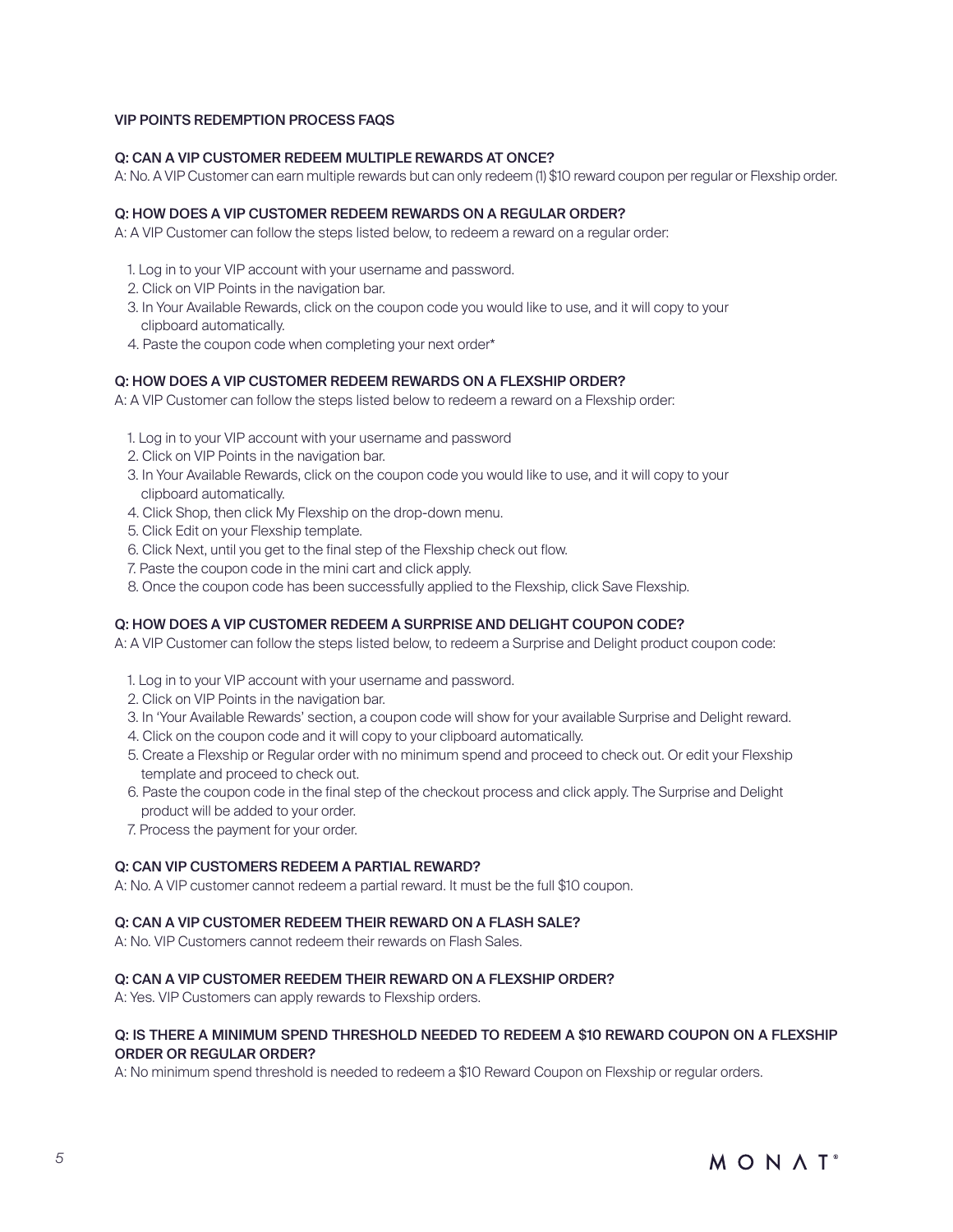## VIP POINTS REDEMPTION PROCESS FAQS

**Q: CAN A VIP CUSTOMER REDEEM MULTIPLE REWARDS AT ONCE?**

A: No. A VIP Customer can earn multiple rewards but can only redeem (1) $10 reward coupon per regular or Flexship order.

**Q: HOW DOES A VIP CUSTOMER REDEEM REWARDS ON A REGULAR ORDER?**

A: A VIP Customer can follow the steps listed below, to redeem a reward on a regular order:

1. Log in to your VIP account with your username and password.
2. Click on VIP Points in the navigation bar.
3. In Your Available Rewards, click on the coupon code you would like to use, and it will copy to your clipboard automatically.
4. Paste the coupon code when completing your next order*

**Q: HOW DOES A VIP CUSTOMER REDEEM REWARDS ON A FLEXSHIP ORDER?**

A: A VIP Customer can follow the steps listed below to redeem a reward on a Flexship order:

1. Log in to your VIP account with your username and password
2. Click on VIP Points in the navigation bar.
3. In Your Available Rewards, click on the coupon code you would like to use, and it will copy to your clipboard automatically.
4. Click Shop, then click My Flexship on the drop-down menu.
5. Click Edit on your Flexship template.
6. Click Next, until you get to the final step of the Flexship check out flow.
7. Paste the coupon code in the mini cart and click apply.
8. Once the coupon code has been successfully applied to the Flexship, click Save Flexship.

**Q: HOW DOES A VIP CUSTOMER REDEEM A SURPRISE AND DELIGHT COUPON CODE?**

A: A VIP Customer can follow the steps listed below, to redeem a Surprise and Delight product coupon code:

1. Log in to your VIP account with your username and password.
2. Click on VIP Points in the navigation bar.
3. In 'Your Available Rewards' section, a coupon code will show for your available Surprise and Delight reward.
4. Click on the coupon code and it will copy to your clipboard automatically.
5. Create a Flexship or Regular order with no minimum spend and proceed to check out. Or edit your Flexship template and proceed to check out.
6. Paste the coupon code in the final step of the checkout process and click apply. The Surprise and Delight product will be added to your order.
7. Process the payment for your order.

**Q: CAN VIP CUSTOMERS REDEEM A PARTIAL REWARD?**

A: No. A VIP customer cannot redeem a partial reward. It must be the full $10 coupon.

**Q: CAN A VIP CUSTOMER REDEEM THEIR REWARD ON A FLASH SALE?**

A: No. VIP Customers cannot redeem their rewards on Flash Sales.

**Q: CAN A VIP CUSTOMER REEDEM THEIR REWARD ON A FLEXSHIP ORDER?**

A: Yes. VIP Customers can apply rewards to Flexship orders.

**Q: IS THERE A MINIMUM SPEND THRESHOLD NEEDED TO REDEEM A $10 REWARD COUPON ON A FLEXSHIP ORDER OR REGULAR ORDER?**

A: No minimum spend threshold is needed to redeem a $10 Reward Coupon on Flexship or regular orders.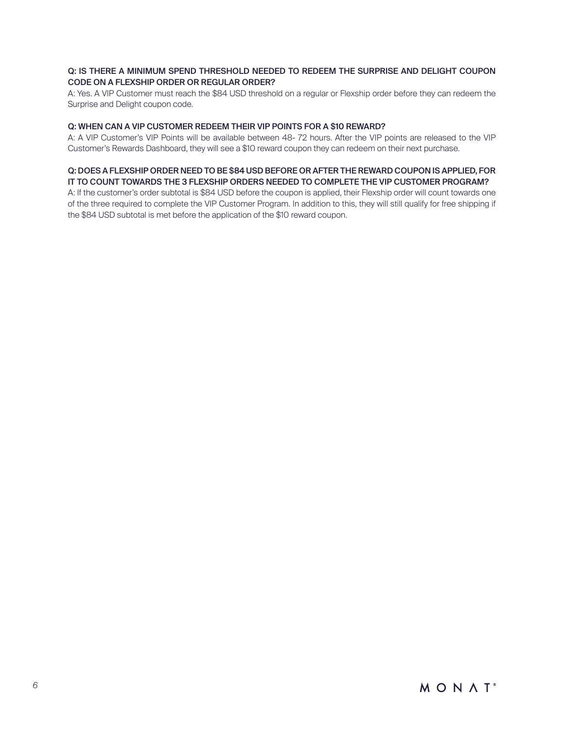**Q: IS THERE A MINIMUM SPEND THRESHOLD NEEDED TO REDEEM THE SURPRISE AND DELIGHT COUPON CODE ON A FLEXSHIP ORDER OR REGULAR ORDER?**

A: Yes. A VIP Customer must reach the $84 USD threshold on a regular or Flexship order before they can redeem the Surprise and Delight coupon code.

**Q: WHEN CAN A VIP CUSTOMER REDEEM THEIR VIP POINTS FOR A $10 REWARD?**

A: A VIP Customer's VIP Points will be available between 48- 72 hours. After the VIP points are released to the VIP Customer's Rewards Dashboard, they will see a $10 reward coupon they can redeem on their next purchase.

**Q: DOES A FLEXSHIP ORDER NEED TO BE $84 USD BEFORE OR AFTER THE REWARD COUPON IS APPLIED, FOR IT TO COUNT TOWARDS THE 3 FLEXSHIP ORDERS NEEDED TO COMPLETE THE VIP CUSTOMER PROGRAM?**

A: If the customer's order subtotal is $84 USD before the coupon is applied, their Flexship order will count towards one of the three required to complete the VIP Customer Program. In addition to this, they will still qualify for free shipping if the $84 USD subtotal is met before the application of the $10 reward coupon.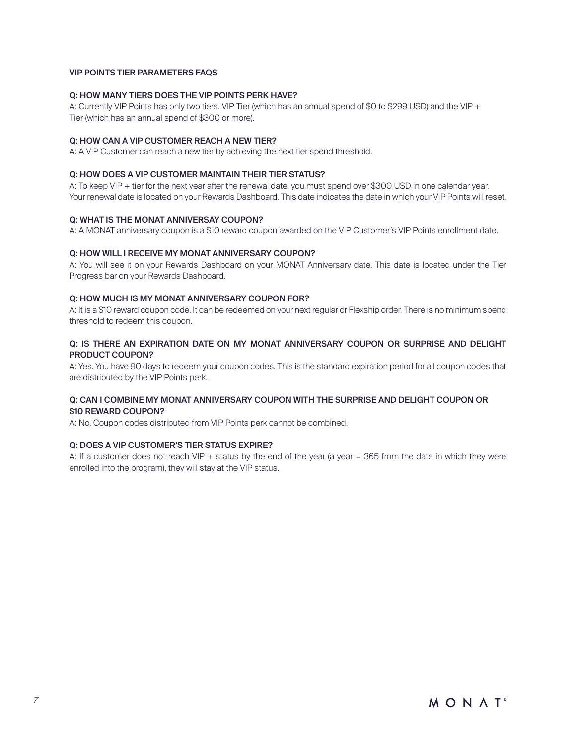## VIP POINTS TIER PARAMETERS FAQS

### Q: HOW MANY TIERS DOES THE VIP POINTS PERK HAVE?

A: Currently VIP Points has only two tiers. VIP Tier (which has an annual spend of $0 to $299 USD) and the VIP + Tier (which has an annual spend of $300 or more).

### Q: HOW CAN A VIP CUSTOMER REACH A NEW TIER?

A: A VIP Customer can reach a new tier by achieving the next tier spend threshold.

### Q: HOW DOES A VIP CUSTOMER MAINTAIN THEIR TIER STATUS?

A: To keep VIP + tier for the next year after the renewal date, you must spend over $300 USD in one calendar year. Your renewal date is located on your Rewards Dashboard. This date indicates the date in which your VIP Points will reset.

### Q: WHAT IS THE MONAT ANNIVERSAY COUPON?

A: A MONAT anniversary coupon is a $10 reward coupon awarded on the VIP Customer's VIP Points enrollment date.

### Q: HOW WILL I RECEIVE MY MONAT ANNIVERSARY COUPON?

A: You will see it on your Rewards Dashboard on your MONAT Anniversary date. This date is located under the Tier Progress bar on your Rewards Dashboard.

### Q: HOW MUCH IS MY MONAT ANNIVERSARY COUPON FOR?

A: It is a $10 reward coupon code. It can be redeemed on your next regular or Flexship order. There is no minimum spend threshold to redeem this coupon.

### Q: IS THERE AN EXPIRATION DATE ON MY MONAT ANNIVERSARY COUPON OR SURPRISE AND DELIGHT PRODUCT COUPON?

A: Yes. You have 90 days to redeem your coupon codes. This is the standard expiration period for all coupon codes that are distributed by the VIP Points perk.

### Q: CAN I COMBINE MY MONAT ANNIVERSARY COUPON WITH THE SURPRISE AND DELIGHT COUPON OR $10 REWARD COUPON?

A: No. Coupon codes distributed from VIP Points perk cannot be combined.

### Q: DOES A VIP CUSTOMER'S TIER STATUS EXPIRE?

A: If a customer does not reach VIP + status by the end of the year (a year = 365 from the date in which they were enrolled into the program), they will stay at the VIP status.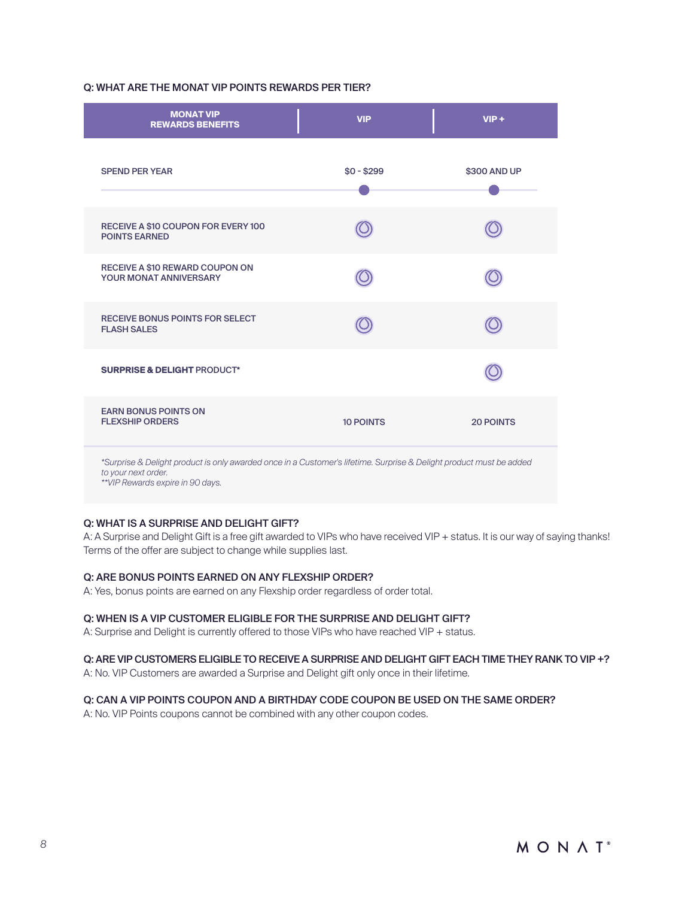**Q: WHAT ARE THE MONAT VIP POINTS REWARDS PER TIER?**

| MONAT VIP REWARDS BENEFITS | VIP | VIP + |
|---|---|---|
| SPEND PER YEAR | $0 - $299 | $300 AND UP |
| RECEIVE A $10 COUPON FOR EVERY 100 POINTS EARNED | ✓ | ✓ |
| RECEIVE A $10 REWARD COUPON ON YOUR MONAT ANNIVERSARY | ✓ | ✓ |
| RECEIVE BONUS POINTS FOR SELECT FLASH SALES | ✓ | ✓ |
| **SURPRISE & DELIGHT** PRODUCT* | | ✓ |
| EARN BONUS POINTS ON FLEXSHIP ORDERS | 10 POINTS | 20 POINTS |

*\*Surprise & Delight product is only awarded once in a Customer's lifetime. Surprise & Delight product must be added to your next order.*
*\*\*VIP Rewards expire in 90 days.*

**Q: WHAT IS A SURPRISE AND DELIGHT GIFT?**
A: A Surprise and Delight Gift is a free gift awarded to VIPs who have received VIP + status. It is our way of saying thanks! Terms of the offer are subject to change while supplies last.

**Q: ARE BONUS POINTS EARNED ON ANY FLEXSHIP ORDER?**
A: Yes, bonus points are earned on any Flexship order regardless of order total.

**Q: WHEN IS A VIP CUSTOMER ELIGIBLE FOR THE SURPRISE AND DELIGHT GIFT?**
A: Surprise and Delight is currently offered to those VIPs who have reached VIP + status.

**Q: ARE VIP CUSTOMERS ELIGIBLE TO RECEIVE A SURPRISE AND DELIGHT GIFT EACH TIME THEY RANK TO VIP +?**
A: No. VIP Customers are awarded a Surprise and Delight gift only once in their lifetime.

**Q: CAN A VIP POINTS COUPON AND A BIRTHDAY CODE COUPON BE USED ON THE SAME ORDER?**
A: No. VIP Points coupons cannot be combined with any other coupon codes.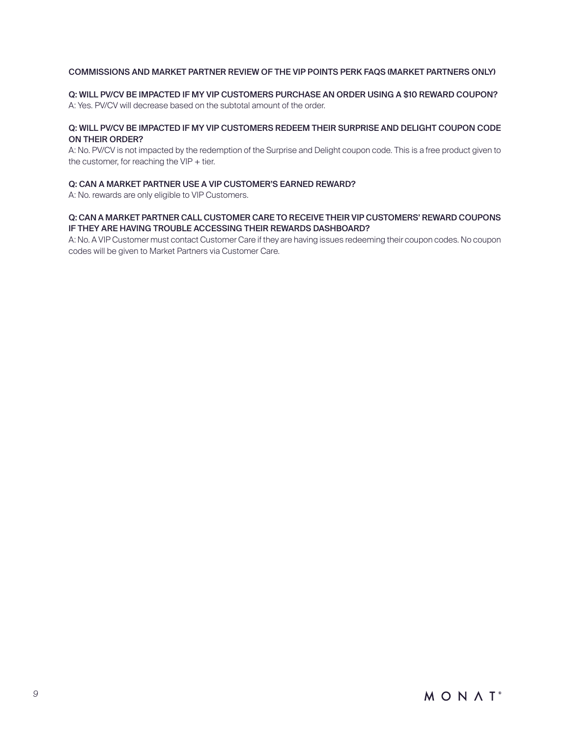## COMMISSIONS AND MARKET PARTNER REVIEW OF THE VIP POINTS PERK FAQS (MARKET PARTNERS ONLY)

**Q: WILL PV/CV BE IMPACTED IF MY VIP CUSTOMERS PURCHASE AN ORDER USING A $10 REWARD COUPON?**
A: Yes. PV/CV will decrease based on the subtotal amount of the order.

**Q: WILL PV/CV BE IMPACTED IF MY VIP CUSTOMERS REDEEM THEIR SURPRISE AND DELIGHT COUPON CODE ON THEIR ORDER?**
A: No. PV/CV is not impacted by the redemption of the Surprise and Delight coupon code. This is a free product given to the customer, for reaching the VIP + tier.

**Q: CAN A MARKET PARTNER USE A VIP CUSTOMER'S EARNED REWARD?**
A: No. rewards are only eligible to VIP Customers.

**Q: CAN A MARKET PARTNER CALL CUSTOMER CARE TO RECEIVE THEIR VIP CUSTOMERS' REWARD COUPONS IF THEY ARE HAVING TROUBLE ACCESSING THEIR REWARDS DASHBOARD?**
A: No. A VIP Customer must contact Customer Care if they are having issues redeeming their coupon codes. No coupon codes will be given to Market Partners via Customer Care.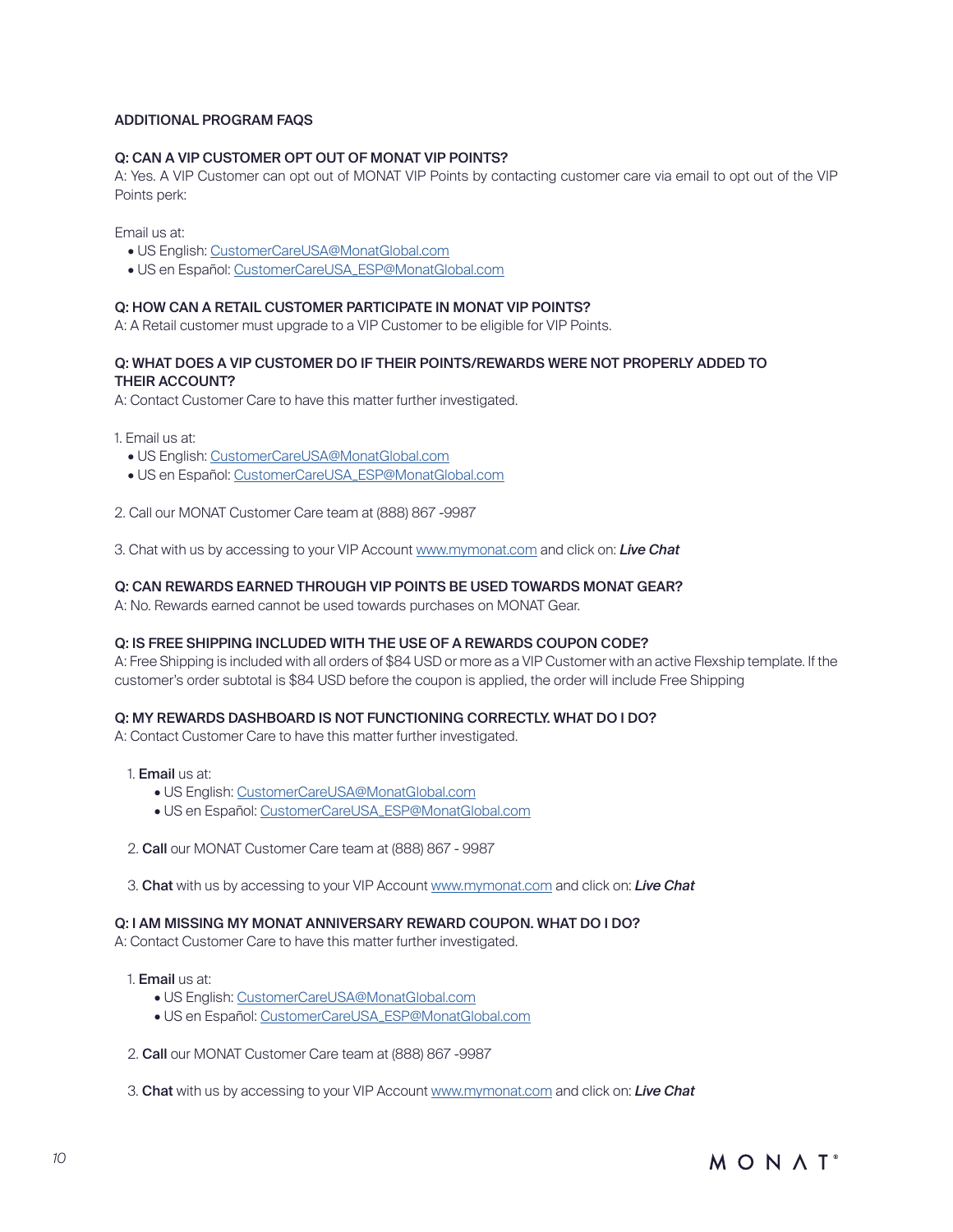## ADDITIONAL PROGRAM FAQS

### Q: CAN A VIP CUSTOMER OPT OUT OF MONAT VIP POINTS?

A: Yes. A VIP Customer can opt out of MONAT VIP Points by contacting customer care via email to opt out of the VIP Points perk:

Email us at:

- US English: CustomerCareUSA@MonatGlobal.com
- US en Español: CustomerCareUSA_ESP@MonatGlobal.com

### Q: HOW CAN A RETAIL CUSTOMER PARTICIPATE IN MONAT VIP POINTS?

A: A Retail customer must upgrade to a VIP Customer to be eligible for VIP Points.

### Q: WHAT DOES A VIP CUSTOMER DO IF THEIR POINTS/REWARDS WERE NOT PROPERLY ADDED TO THEIR ACCOUNT?

A: Contact Customer Care to have this matter further investigated.

1. Email us at:
   - US English: CustomerCareUSA@MonatGlobal.com
   - US en Español: CustomerCareUSA_ESP@MonatGlobal.com

2. Call our MONAT Customer Care team at (888) 867 -9987

3. Chat with us by accessing to your VIP Account www.mymonat.com and click on: ***Live Chat***

### Q: CAN REWARDS EARNED THROUGH VIP POINTS BE USED TOWARDS MONAT GEAR?

A: No. Rewards earned cannot be used towards purchases on MONAT Gear.

### Q: IS FREE SHIPPING INCLUDED WITH THE USE OF A REWARDS COUPON CODE?

A: Free Shipping is included with all orders of $84 USD or more as a VIP Customer with an active Flexship template. If the customer's order subtotal is $84 USD before the coupon is applied, the order will include Free Shipping

### Q: MY REWARDS DASHBOARD IS NOT FUNCTIONING CORRECTLY. WHAT DO I DO?

A: Contact Customer Care to have this matter further investigated.

1. **Email** us at:
   - US English: CustomerCareUSA@MonatGlobal.com
   - US en Español: CustomerCareUSA_ESP@MonatGlobal.com

2. **Call** our MONAT Customer Care team at (888) 867 - 9987

3. **Chat** with us by accessing to your VIP Account www.mymonat.com and click on: ***Live Chat***

### Q: I AM MISSING MY MONAT ANNIVERSARY REWARD COUPON. WHAT DO I DO?

A: Contact Customer Care to have this matter further investigated.

1. **Email** us at:
   - US English: CustomerCareUSA@MonatGlobal.com
   - US en Español: CustomerCareUSA_ESP@MonatGlobal.com

2. **Call** our MONAT Customer Care team at (888) 867 -9987

3. **Chat** with us by accessing to your VIP Account www.mymonat.com and click on: ***Live Chat***